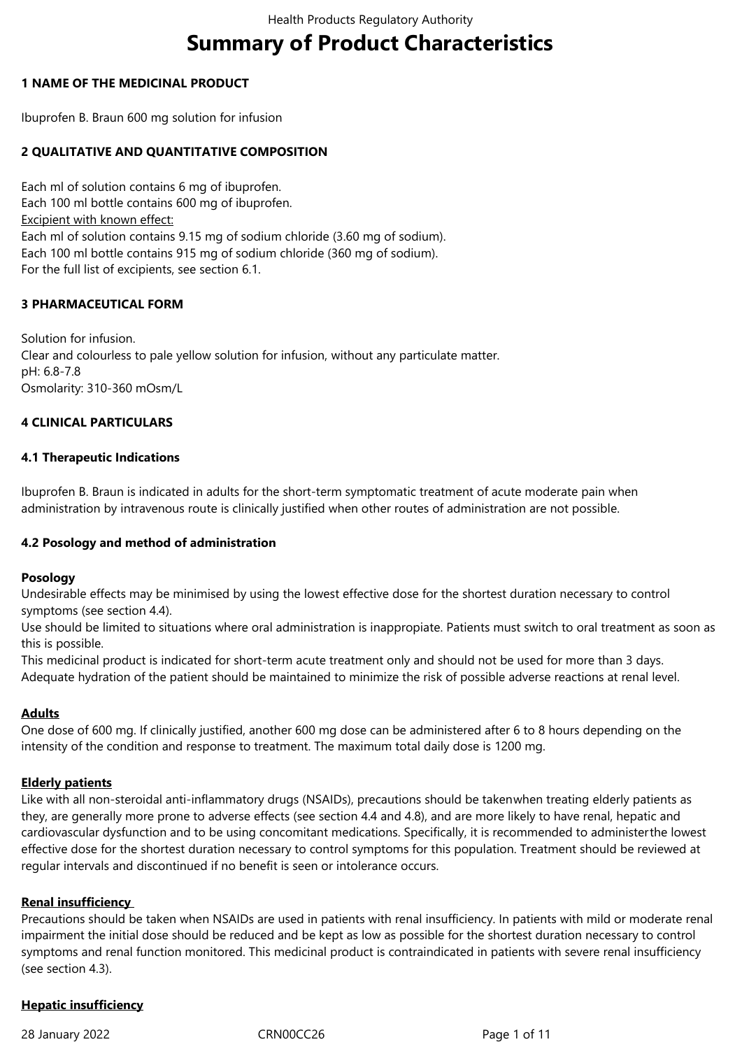# Summary of Product Characteristics

## 1 NAME OF THE MEDICINAL PRODUCT

Ibuprofen B. Braun 600 mg solution for infusion

## 2 QUALITATIVE AND QUANTITATIVE COMPOSITION

Each ml of solution contains 6 mg of ibuprofen.
Each 100 ml bottle contains 600 mg of ibuprofen.
Excipient with known effect:
Each ml of solution contains 9.15 mg of sodium chloride (3.60 mg of sodium).
Each 100 ml bottle contains 915 mg of sodium chloride (360 mg of sodium).
For the full list of excipients, see section 6.1.

## 3 PHARMACEUTICAL FORM

Solution for infusion.
Clear and colourless to pale yellow solution for infusion, without any particulate matter.
pH: 6.8-7.8
Osmolarity: 310-360 mOsm/L

## 4 CLINICAL PARTICULARS

### 4.1 Therapeutic Indications

Ibuprofen B. Braun is indicated in adults for the short-term symptomatic treatment of acute moderate pain when administration by intravenous route is clinically justified when other routes of administration are not possible.

### 4.2 Posology and method of administration

**Posology**
Undesirable effects may be minimised by using the lowest effective dose for the shortest duration necessary to control symptoms (see section 4.4).
Use should be limited to situations where oral administration is inappropiate. Patients must switch to oral treatment as soon as this is possible.
This medicinal product is indicated for short-term acute treatment only and should not be used for more than 3 days.
Adequate hydration of the patient should be maintained to minimize the risk of possible adverse reactions at renal level.

**Adults**
One dose of 600 mg. If clinically justified, another 600 mg dose can be administered after 6 to 8 hours depending on the intensity of the condition and response to treatment. The maximum total daily dose is 1200 mg.

**Elderly patients**
Like with all non-steroidal anti-inflammatory drugs (NSAIDs), precautions should be takenwhen treating elderly patients as they, are generally more prone to adverse effects (see section 4.4 and 4.8), and are more likely to have renal, hepatic and cardiovascular dysfunction and to be using concomitant medications. Specifically, it is recommended to administerthe lowest effective dose for the shortest duration necessary to control symptoms for this population. Treatment should be reviewed at regular intervals and discontinued if no benefit is seen or intolerance occurs.

**Renal insufficiency**
Precautions should be taken when NSAIDs are used in patients with renal insufficiency. In patients with mild or moderate renal impairment the initial dose should be reduced and be kept as low as possible for the shortest duration necessary to control symptoms and renal function monitored. This medicinal product is contraindicated in patients with severe renal insufficiency (see section 4.3).

**Hepatic insufficiency**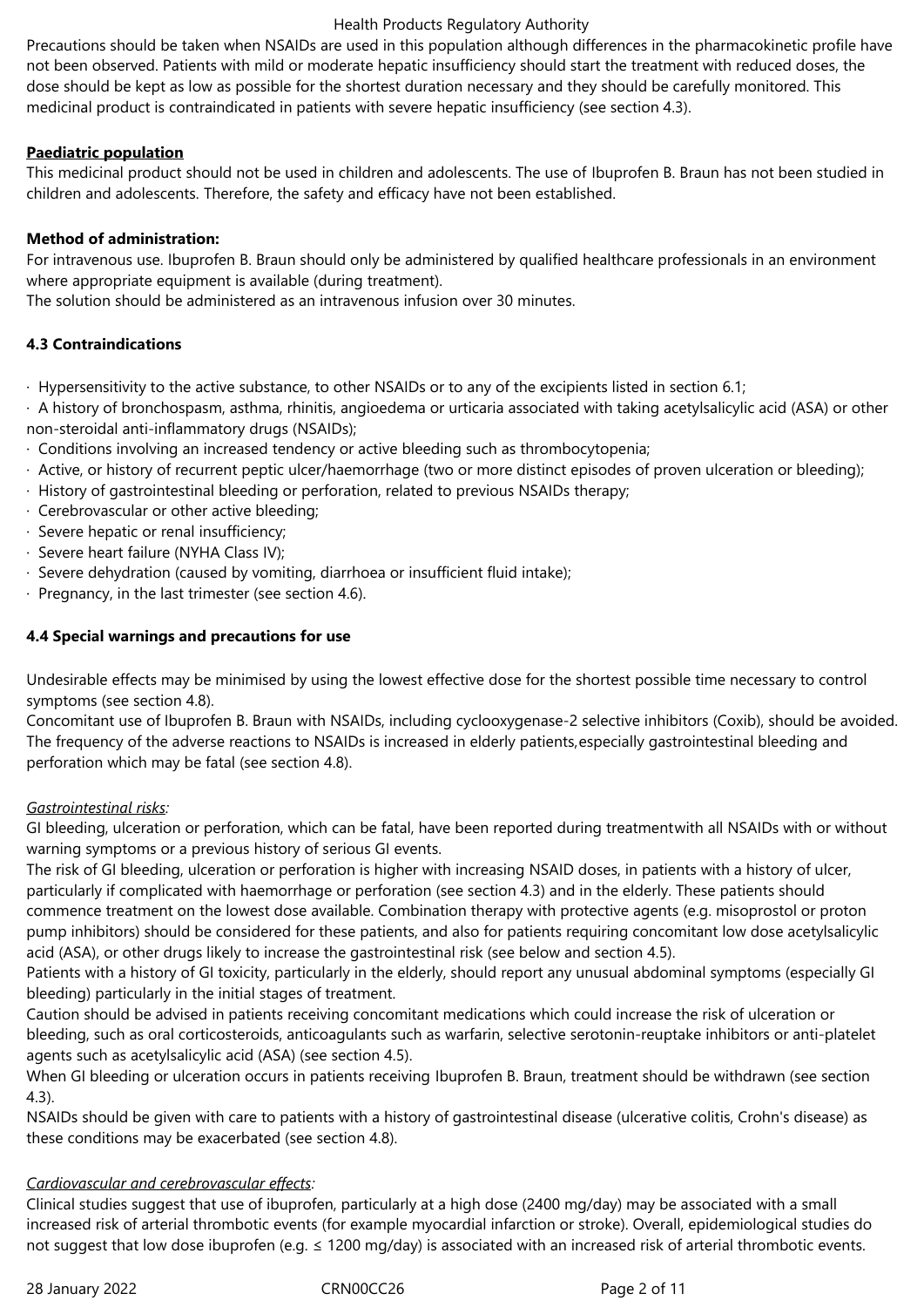Precautions should be taken when NSAIDs are used in this population although differences in the pharmacokinetic profile have not been observed. Patients with mild or moderate hepatic insufficiency should start the treatment with reduced doses, the dose should be kept as low as possible for the shortest duration necessary and they should be carefully monitored. This medicinal product is contraindicated in patients with severe hepatic insufficiency (see section 4.3).

**Paediatric population**

This medicinal product should not be used in children and adolescents. The use of Ibuprofen B. Braun has not been studied in children and adolescents. Therefore, the safety and efficacy have not been established.

**Method of administration:**

For intravenous use. Ibuprofen B. Braun should only be administered by qualified healthcare professionals in an environment where appropriate equipment is available (during treatment).

The solution should be administered as an intravenous infusion over 30 minutes.

### 4.3 Contraindications

- Hypersensitivity to the active substance, to other NSAIDs or to any of the excipients listed in section 6.1;
- A history of bronchospasm, asthma, rhinitis, angioedema or urticaria associated with taking acetylsalicylic acid (ASA) or other non-steroidal anti-inflammatory drugs (NSAIDs);
- Conditions involving an increased tendency or active bleeding such as thrombocytopenia;
- Active, or history of recurrent peptic ulcer/haemorrhage (two or more distinct episodes of proven ulceration or bleeding);
- History of gastrointestinal bleeding or perforation, related to previous NSAIDs therapy;
- Cerebrovascular or other active bleeding;
- Severe hepatic or renal insufficiency;
- Severe heart failure (NYHA Class IV);
- Severe dehydration (caused by vomiting, diarrhoea or insufficient fluid intake);
- Pregnancy, in the last trimester (see section 4.6).

### 4.4 Special warnings and precautions for use

Undesirable effects may be minimised by using the lowest effective dose for the shortest possible time necessary to control symptoms (see section 4.8).

Concomitant use of Ibuprofen B. Braun with NSAIDs, including cyclooxygenase-2 selective inhibitors (Coxib), should be avoided. The frequency of the adverse reactions to NSAIDs is increased in elderly patients,especially gastrointestinal bleeding and perforation which may be fatal (see section 4.8).

*Gastrointestinal risks:*

GI bleeding, ulceration or perforation, which can be fatal, have been reported during treatmentwith all NSAIDs with or without warning symptoms or a previous history of serious GI events.

The risk of GI bleeding, ulceration or perforation is higher with increasing NSAID doses, in patients with a history of ulcer, particularly if complicated with haemorrhage or perforation (see section 4.3) and in the elderly. These patients should commence treatment on the lowest dose available. Combination therapy with protective agents (e.g. misoprostol or proton pump inhibitors) should be considered for these patients, and also for patients requiring concomitant low dose acetylsalicylic acid (ASA), or other drugs likely to increase the gastrointestinal risk (see below and section 4.5).

Patients with a history of GI toxicity, particularly in the elderly, should report any unusual abdominal symptoms (especially GI bleeding) particularly in the initial stages of treatment.

Caution should be advised in patients receiving concomitant medications which could increase the risk of ulceration or bleeding, such as oral corticosteroids, anticoagulants such as warfarin, selective serotonin-reuptake inhibitors or anti-platelet agents such as acetylsalicylic acid (ASA) (see section 4.5).

When GI bleeding or ulceration occurs in patients receiving Ibuprofen B. Braun, treatment should be withdrawn (see section 4.3).

NSAIDs should be given with care to patients with a history of gastrointestinal disease (ulcerative colitis, Crohn's disease) as these conditions may be exacerbated (see section 4.8).

*Cardiovascular and cerebrovascular effects:*

Clinical studies suggest that use of ibuprofen, particularly at a high dose (2400 mg/day) may be associated with a small increased risk of arterial thrombotic events (for example myocardial infarction or stroke). Overall, epidemiological studies do not suggest that low dose ibuprofen (e.g. ≤ 1200 mg/day) is associated with an increased risk of arterial thrombotic events.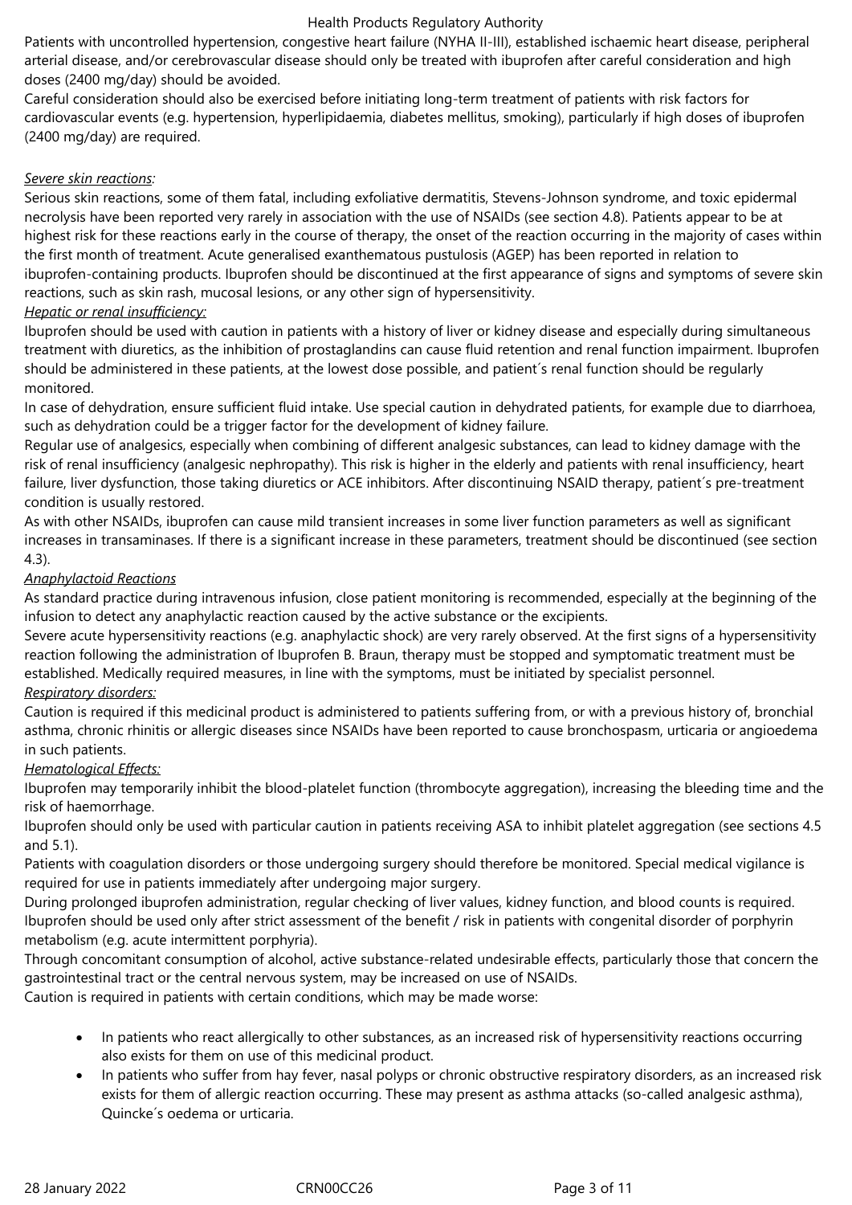Patients with uncontrolled hypertension, congestive heart failure (NYHA II-III), established ischaemic heart disease, peripheral arterial disease, and/or cerebrovascular disease should only be treated with ibuprofen after careful consideration and high doses (2400 mg/day) should be avoided.

Careful consideration should also be exercised before initiating long-term treatment of patients with risk factors for cardiovascular events (e.g. hypertension, hyperlipidaemia, diabetes mellitus, smoking), particularly if high doses of ibuprofen (2400 mg/day) are required.

*Severe skin reactions:*

Serious skin reactions, some of them fatal, including exfoliative dermatitis, Stevens-Johnson syndrome, and toxic epidermal necrolysis have been reported very rarely in association with the use of NSAIDs (see section 4.8). Patients appear to be at highest risk for these reactions early in the course of therapy, the onset of the reaction occurring in the majority of cases within the first month of treatment. Acute generalised exanthematous pustulosis (AGEP) has been reported in relation to ibuprofen-containing products. Ibuprofen should be discontinued at the first appearance of signs and symptoms of severe skin reactions, such as skin rash, mucosal lesions, or any other sign of hypersensitivity.

*Hepatic or renal insufficiency:*

Ibuprofen should be used with caution in patients with a history of liver or kidney disease and especially during simultaneous treatment with diuretics, as the inhibition of prostaglandins can cause fluid retention and renal function impairment. Ibuprofen should be administered in these patients, at the lowest dose possible, and patient´s renal function should be regularly monitored.

In case of dehydration, ensure sufficient fluid intake. Use special caution in dehydrated patients, for example due to diarrhoea, such as dehydration could be a trigger factor for the development of kidney failure.

Regular use of analgesics, especially when combining of different analgesic substances, can lead to kidney damage with the risk of renal insufficiency (analgesic nephropathy). This risk is higher in the elderly and patients with renal insufficiency, heart failure, liver dysfunction, those taking diuretics or ACE inhibitors. After discontinuing NSAID therapy, patient´s pre-treatment condition is usually restored.

As with other NSAIDs, ibuprofen can cause mild transient increases in some liver function parameters as well as significant increases in transaminases. If there is a significant increase in these parameters, treatment should be discontinued (see section 4.3).

*Anaphylactoid Reactions*

As standard practice during intravenous infusion, close patient monitoring is recommended, especially at the beginning of the infusion to detect any anaphylactic reaction caused by the active substance or the excipients.

Severe acute hypersensitivity reactions (e.g. anaphylactic shock) are very rarely observed. At the first signs of a hypersensitivity reaction following the administration of Ibuprofen B. Braun, therapy must be stopped and symptomatic treatment must be established. Medically required measures, in line with the symptoms, must be initiated by specialist personnel.

*Respiratory disorders:*

Caution is required if this medicinal product is administered to patients suffering from, or with a previous history of, bronchial asthma, chronic rhinitis or allergic diseases since NSAIDs have been reported to cause bronchospasm, urticaria or angioedema in such patients.

*Hematological Effects:*

Ibuprofen may temporarily inhibit the blood-platelet function (thrombocyte aggregation), increasing the bleeding time and the risk of haemorrhage.

Ibuprofen should only be used with particular caution in patients receiving ASA to inhibit platelet aggregation (see sections 4.5 and 5.1).

Patients with coagulation disorders or those undergoing surgery should therefore be monitored. Special medical vigilance is required for use in patients immediately after undergoing major surgery.

During prolonged ibuprofen administration, regular checking of liver values, kidney function, and blood counts is required.

Ibuprofen should be used only after strict assessment of the benefit / risk in patients with congenital disorder of porphyrin metabolism (e.g. acute intermittent porphyria).

Through concomitant consumption of alcohol, active substance-related undesirable effects, particularly those that concern the gastrointestinal tract or the central nervous system, may be increased on use of NSAIDs.

Caution is required in patients with certain conditions, which may be made worse:

- In patients who react allergically to other substances, as an increased risk of hypersensitivity reactions occurring also exists for them on use of this medicinal product.
- In patients who suffer from hay fever, nasal polyps or chronic obstructive respiratory disorders, as an increased risk exists for them of allergic reaction occurring. These may present as asthma attacks (so-called analgesic asthma), Quincke´s oedema or urticaria.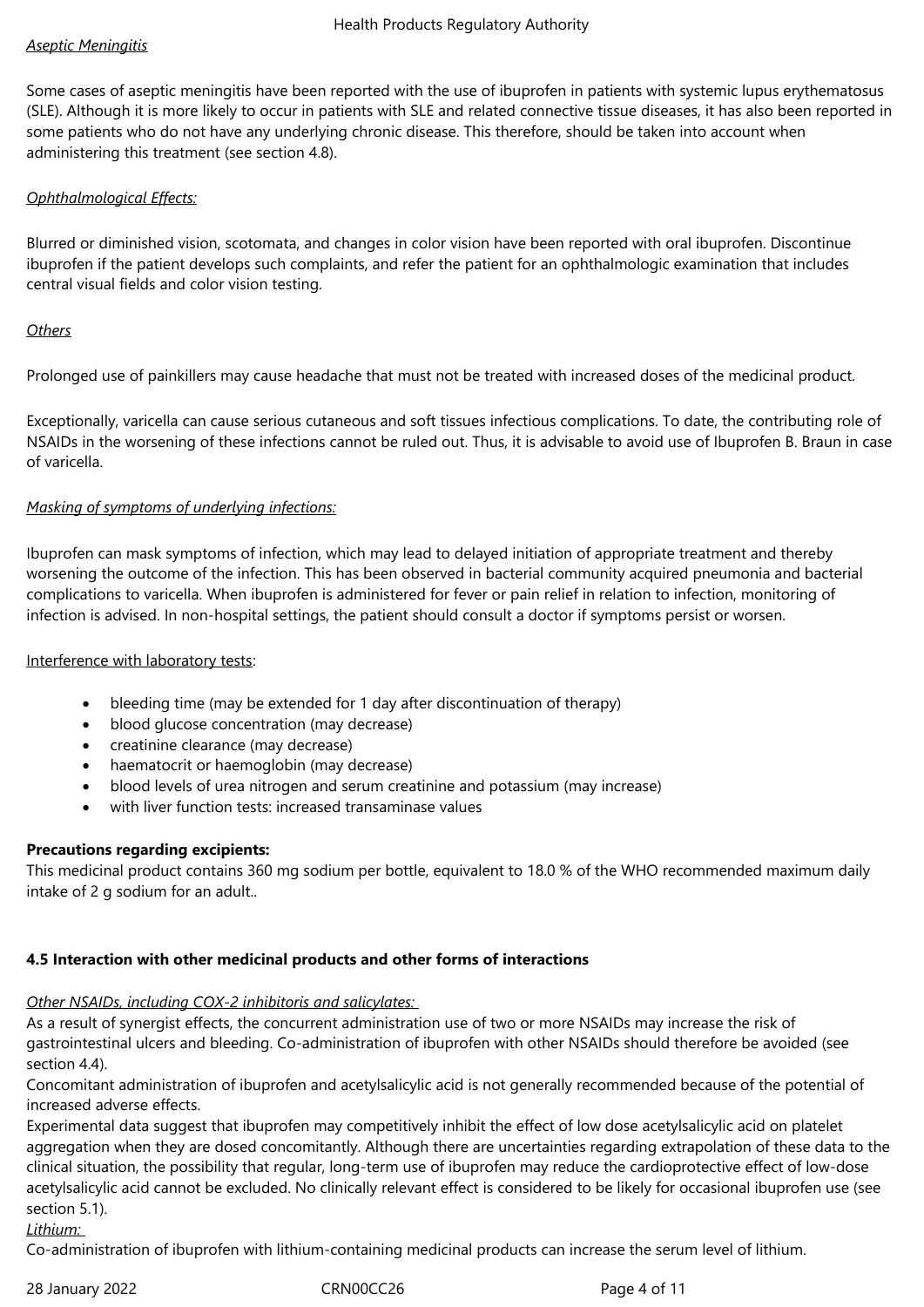*Aseptic Meningitis*

Some cases of aseptic meningitis have been reported with the use of ibuprofen in patients with systemic lupus erythematosus (SLE). Although it is more likely to occur in patients with SLE and related connective tissue diseases, it has also been reported in some patients who do not have any underlying chronic disease. This therefore, should be taken into account when administering this treatment (see section 4.8).

*Ophthalmological Effects:*

Blurred or diminished vision, scotomata, and changes in color vision have been reported with oral ibuprofen. Discontinue ibuprofen if the patient develops such complaints, and refer the patient for an ophthalmologic examination that includes central visual fields and color vision testing.

*Others*

Prolonged use of painkillers may cause headache that must not be treated with increased doses of the medicinal product.

Exceptionally, varicella can cause serious cutaneous and soft tissues infectious complications. To date, the contributing role of NSAIDs in the worsening of these infections cannot be ruled out. Thus, it is advisable to avoid use of Ibuprofen B. Braun in case of varicella.

*Masking of symptoms of underlying infections:*

Ibuprofen can mask symptoms of infection, which may lead to delayed initiation of appropriate treatment and thereby worsening the outcome of the infection. This has been observed in bacterial community acquired pneumonia and bacterial complications to varicella. When ibuprofen is administered for fever or pain relief in relation to infection, monitoring of infection is advised. In non-hospital settings, the patient should consult a doctor if symptoms persist or worsen.

Interference with laboratory tests:

- bleeding time (may be extended for 1 day after discontinuation of therapy)
- blood glucose concentration (may decrease)
- creatinine clearance (may decrease)
- haematocrit or haemoglobin (may decrease)
- blood levels of urea nitrogen and serum creatinine and potassium (may increase)
- with liver function tests: increased transaminase values

**Precautions regarding excipients:**
This medicinal product contains 360 mg sodium per bottle, equivalent to 18.0 % of the WHO recommended maximum daily intake of 2 g sodium for an adult..

**4.5 Interaction with other medicinal products and other forms of interactions**

*Other NSAIDs, including COX-2 inhibitoris and salicylates:*
As a result of synergist effects, the concurrent administration use of two or more NSAIDs may increase the risk of gastrointestinal ulcers and bleeding. Co-administration of ibuprofen with other NSAIDs should therefore be avoided (see section 4.4).
Concomitant administration of ibuprofen and acetylsalicylic acid is not generally recommended because of the potential of increased adverse effects.
Experimental data suggest that ibuprofen may competitively inhibit the effect of low dose acetylsalicylic acid on platelet aggregation when they are dosed concomitantly. Although there are uncertainties regarding extrapolation of these data to the clinical situation, the possibility that regular, long-term use of ibuprofen may reduce the cardioprotective effect of low-dose acetylsalicylic acid cannot be excluded. No clinically relevant effect is considered to be likely for occasional ibuprofen use (see section 5.1).
*Lithium:*
Co-administration of ibuprofen with lithium-containing medicinal products can increase the serum level of lithium.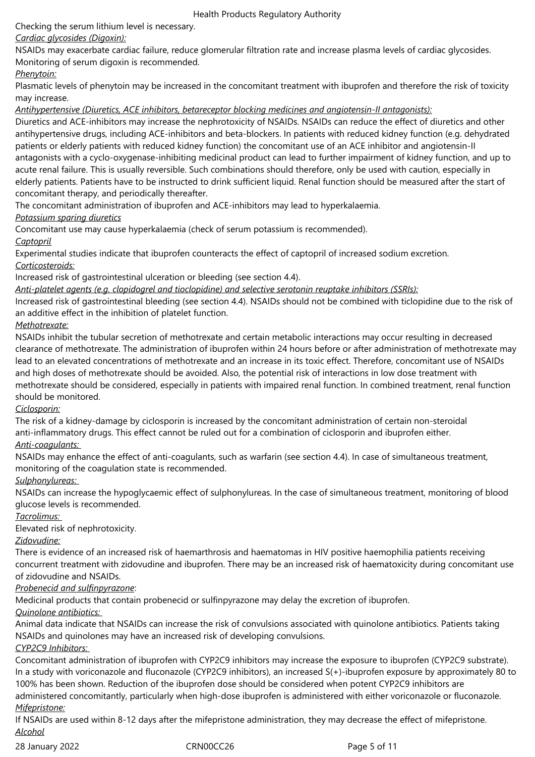Checking the serum lithium level is necessary.

*Cardiac glycosides (Digoxin):*

NSAIDs may exacerbate cardiac failure, reduce glomerular filtration rate and increase plasma levels of cardiac glycosides. Monitoring of serum digoxin is recommended.

*Phenytoin:*

Plasmatic levels of phenytoin may be increased in the concomitant treatment with ibuprofen and therefore the risk of toxicity may increase.

*Antihypertensive (Diuretics, ACE inhibitors, betareceptor blocking medicines and angiotensin-II antagonists):*

Diuretics and ACE-inhibitors may increase the nephrotoxicity of NSAIDs. NSAIDs can reduce the effect of diuretics and other antihypertensive drugs, including ACE-inhibitors and beta-blockers. In patients with reduced kidney function (e.g. dehydrated patients or elderly patients with reduced kidney function) the concomitant use of an ACE inhibitor and angiotensin-II antagonists with a cyclo-oxygenase-inhibiting medicinal product can lead to further impairment of kidney function, and up to acute renal failure. This is usually reversible. Such combinations should therefore, only be used with caution, especially in elderly patients. Patients have to be instructed to drink sufficient liquid. Renal function should be measured after the start of concomitant therapy, and periodically thereafter.

The concomitant administration of ibuprofen and ACE-inhibitors may lead to hyperkalaemia.

*Potassium sparing diuretics*

Concomitant use may cause hyperkalaemia (check of serum potassium is recommended).

*Captopril*

Experimental studies indicate that ibuprofen counteracts the effect of captopril of increased sodium excretion.

*Corticosteroids:*

Increased risk of gastrointestinal ulceration or bleeding (see section 4.4).

*Anti-platelet agents (e.g. clopidogrel and tioclopidine) and selective serotonin reuptake inhibitors (SSRIs):*

Increased risk of gastrointestinal bleeding (see section 4.4). NSAIDs should not be combined with ticlopidine due to the risk of an additive effect in the inhibition of platelet function.

*Methotrexate:*

NSAIDs inhibit the tubular secretion of methotrexate and certain metabolic interactions may occur resulting in decreased clearance of methotrexate. The administration of ibuprofen within 24 hours before or after administration of methotrexate may lead to an elevated concentrations of methotrexate and an increase in its toxic effect. Therefore, concomitant use of NSAIDs and high doses of methotrexate should be avoided. Also, the potential risk of interactions in low dose treatment with methotrexate should be considered, especially in patients with impaired renal function. In combined treatment, renal function should be monitored.

*Ciclosporin:*

The risk of a kidney-damage by ciclosporin is increased by the concomitant administration of certain non-steroidal anti-inflammatory drugs. This effect cannot be ruled out for a combination of ciclosporin and ibuprofen either.

*Anti-coagulants:*

NSAIDs may enhance the effect of anti-coagulants, such as warfarin (see section 4.4). In case of simultaneous treatment, monitoring of the coagulation state is recommended.

*Sulphonylureas:*

NSAIDs can increase the hypoglycaemic effect of sulphonylureas. In the case of simultaneous treatment, monitoring of blood glucose levels is recommended.

*Tacrolimus:*

Elevated risk of nephrotoxicity.

*Zidovudine:*

There is evidence of an increased risk of haemarthrosis and haematomas in HIV positive haemophilia patients receiving concurrent treatment with zidovudine and ibuprofen. There may be an increased risk of haematoxicity during concomitant use of zidovudine and NSAIDs.

*Probenecid and sulfinpyrazone*:

Medicinal products that contain probenecid or sulfinpyrazone may delay the excretion of ibuprofen.

*Quinolone antibiotics:*

Animal data indicate that NSAIDs can increase the risk of convulsions associated with quinolone antibiotics. Patients taking NSAIDs and quinolones may have an increased risk of developing convulsions.

*CYP2C9 Inhibitors:*

Concomitant administration of ibuprofen with CYP2C9 inhibitors may increase the exposure to ibuprofen (CYP2C9 substrate). In a study with voriconazole and fluconazole (CYP2C9 inhibitors), an increased S(+)-ibuprofen exposure by approximately 80 to 100% has been shown. Reduction of the ibuprofen dose should be considered when potent CYP2C9 inhibitors are administered concomitantly, particularly when high-dose ibuprofen is administered with either voriconazole or fluconazole.

*Mifepristone:*

If NSAIDs are used within 8-12 days after the mifepristone administration, they may decrease the effect of mifepristone.

*Alcohol*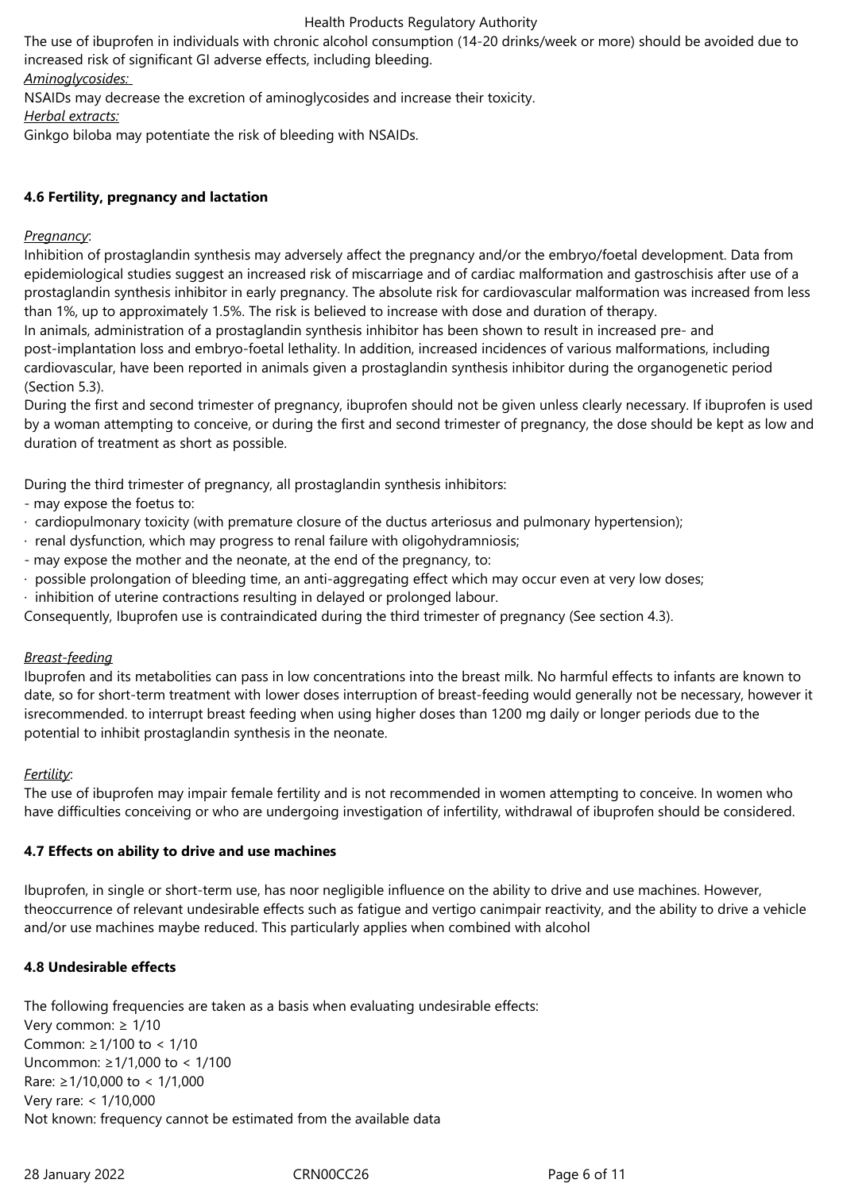The use of ibuprofen in individuals with chronic alcohol consumption (14-20 drinks/week or more) should be avoided due to increased risk of significant GI adverse effects, including bleeding.

*Aminoglycosides:*

NSAIDs may decrease the excretion of aminoglycosides and increase their toxicity.

*Herbal extracts:*

Ginkgo biloba may potentiate the risk of bleeding with NSAIDs.

## 4.6 Fertility, pregnancy and lactation

*Pregnancy*:

Inhibition of prostaglandin synthesis may adversely affect the pregnancy and/or the embryo/foetal development. Data from epidemiological studies suggest an increased risk of miscarriage and of cardiac malformation and gastroschisis after use of a prostaglandin synthesis inhibitor in early pregnancy. The absolute risk for cardiovascular malformation was increased from less than 1%, up to approximately 1.5%. The risk is believed to increase with dose and duration of therapy.

In animals, administration of a prostaglandin synthesis inhibitor has been shown to result in increased pre- and post-implantation loss and embryo-foetal lethality. In addition, increased incidences of various malformations, including cardiovascular, have been reported in animals given a prostaglandin synthesis inhibitor during the organogenetic period (Section 5.3).

During the first and second trimester of pregnancy, ibuprofen should not be given unless clearly necessary. If ibuprofen is used by a woman attempting to conceive, or during the first and second trimester of pregnancy, the dose should be kept as low and duration of treatment as short as possible.

During the third trimester of pregnancy, all prostaglandin synthesis inhibitors:

- may expose the foetus to:
  - cardiopulmonary toxicity (with premature closure of the ductus arteriosus and pulmonary hypertension);
  - renal dysfunction, which may progress to renal failure with oligohydramniosis;
- may expose the mother and the neonate, at the end of the pregnancy, to:
  - possible prolongation of bleeding time, an anti-aggregating effect which may occur even at very low doses;
  - inhibition of uterine contractions resulting in delayed or prolonged labour.

Consequently, Ibuprofen use is contraindicated during the third trimester of pregnancy (See section 4.3).

*Breast-feeding*

Ibuprofen and its metabolities can pass in low concentrations into the breast milk. No harmful effects to infants are known to date, so for short-term treatment with lower doses interruption of breast-feeding would generally not be necessary, however it isrecommended. to interrupt breast feeding when using higher doses than 1200 mg daily or longer periods due to the potential to inhibit prostaglandin synthesis in the neonate.

*Fertility*:

The use of ibuprofen may impair female fertility and is not recommended in women attempting to conceive. In women who have difficulties conceiving or who are undergoing investigation of infertility, withdrawal of ibuprofen should be considered.

## 4.7 Effects on ability to drive and use machines

Ibuprofen, in single or short-term use, has noor negligible influence on the ability to drive and use machines. However, theoccurrence of relevant undesirable effects such as fatigue and vertigo canimpair reactivity, and the ability to drive a vehicle and/or use machines maybe reduced. This particularly applies when combined with alcohol

## 4.8 Undesirable effects

The following frequencies are taken as a basis when evaluating undesirable effects:

Very common: ≥ 1/10

Common: ≥1/100 to < 1/10

Uncommon: ≥1/1,000 to < 1/100

Rare: ≥1/10,000 to < 1/1,000

Very rare: < 1/10,000

Not known: frequency cannot be estimated from the available data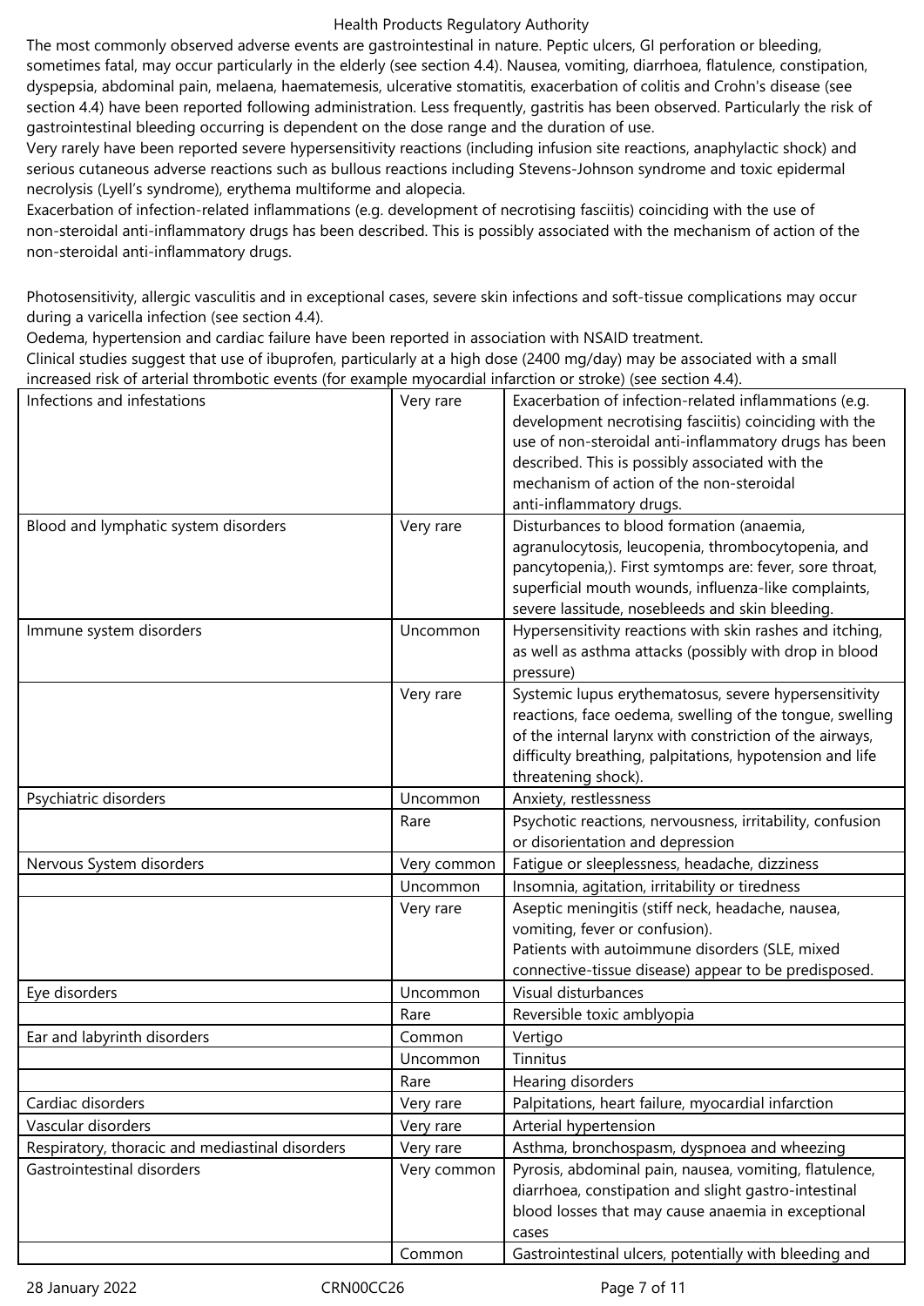The most commonly observed adverse events are gastrointestinal in nature. Peptic ulcers, GI perforation or bleeding, sometimes fatal, may occur particularly in the elderly (see section 4.4). Nausea, vomiting, diarrhoea, flatulence, constipation, dyspepsia, abdominal pain, melaena, haematemesis, ulcerative stomatitis, exacerbation of colitis and Crohn's disease (see section 4.4) have been reported following administration. Less frequently, gastritis has been observed. Particularly the risk of gastrointestinal bleeding occurring is dependent on the dose range and the duration of use.

Very rarely have been reported severe hypersensitivity reactions (including infusion site reactions, anaphylactic shock) and serious cutaneous adverse reactions such as bullous reactions including Stevens-Johnson syndrome and toxic epidermal necrolysis (Lyell's syndrome), erythema multiforme and alopecia.

Exacerbation of infection-related inflammations (e.g. development of necrotising fasciitis) coinciding with the use of non-steroidal anti-inflammatory drugs has been described. This is possibly associated with the mechanism of action of the non-steroidal anti-inflammatory drugs.

Photosensitivity, allergic vasculitis and in exceptional cases, severe skin infections and soft-tissue complications may occur during a varicella infection (see section 4.4).

Oedema, hypertension and cardiac failure have been reported in association with NSAID treatment.

Clinical studies suggest that use of ibuprofen, particularly at a high dose (2400 mg/day) may be associated with a small increased risk of arterial thrombotic events (for example myocardial infarction or stroke) (see section 4.4).

| | | |
|---|---|---|
| Infections and infestations | Very rare | Exacerbation of infection-related inflammations (e.g. development necrotising fasciitis) coinciding with the use of non-steroidal anti-inflammatory drugs has been described. This is possibly associated with the mechanism of action of the non-steroidal anti-inflammatory drugs. |
| Blood and lymphatic system disorders | Very rare | Disturbances to blood formation (anaemia, agranulocytosis, leucopenia, thrombocytopenia, and pancytopenia,). First symtomps are: fever, sore throat, superficial mouth wounds, influenza-like complaints, severe lassitude, nosebleeds and skin bleeding. |
| Immune system disorders | Uncommon | Hypersensitivity reactions with skin rashes and itching, as well as asthma attacks (possibly with drop in blood pressure) |
| | Very rare | Systemic lupus erythematosus, severe hypersensitivity reactions, face oedema, swelling of the tongue, swelling of the internal larynx with constriction of the airways, difficulty breathing, palpitations, hypotension and life threatening shock). |
| Psychiatric disorders | Uncommon | Anxiety, restlessness |
| | Rare | Psychotic reactions, nervousness, irritability, confusion or disorientation and depression |
| Nervous System disorders | Very common | Fatigue or sleeplessness, headache, dizziness |
| | Uncommon | Insomnia, agitation, irritability or tiredness |
| | Very rare | Aseptic meningitis (stiff neck, headache, nausea, vomiting, fever or confusion).<br>Patients with autoimmune disorders (SLE, mixed connective-tissue disease) appear to be predisposed. |
| Eye disorders | Uncommon | Visual disturbances |
| | Rare | Reversible toxic amblyopia |
| Ear and labyrinth disorders | Common | Vertigo |
| | Uncommon | Tinnitus |
| | Rare | Hearing disorders |
| Cardiac disorders | Very rare | Palpitations, heart failure, myocardial infarction |
| Vascular disorders | Very rare | Arterial hypertension |
| Respiratory, thoracic and mediastinal disorders | Very rare | Asthma, bronchospasm, dyspnoea and wheezing |
| Gastrointestinal disorders | Very common | Pyrosis, abdominal pain, nausea, vomiting, flatulence, diarrhoea, constipation and slight gastro-intestinal blood losses that may cause anaemia in exceptional cases |
| | Common | Gastrointestinal ulcers, potentially with bleeding and |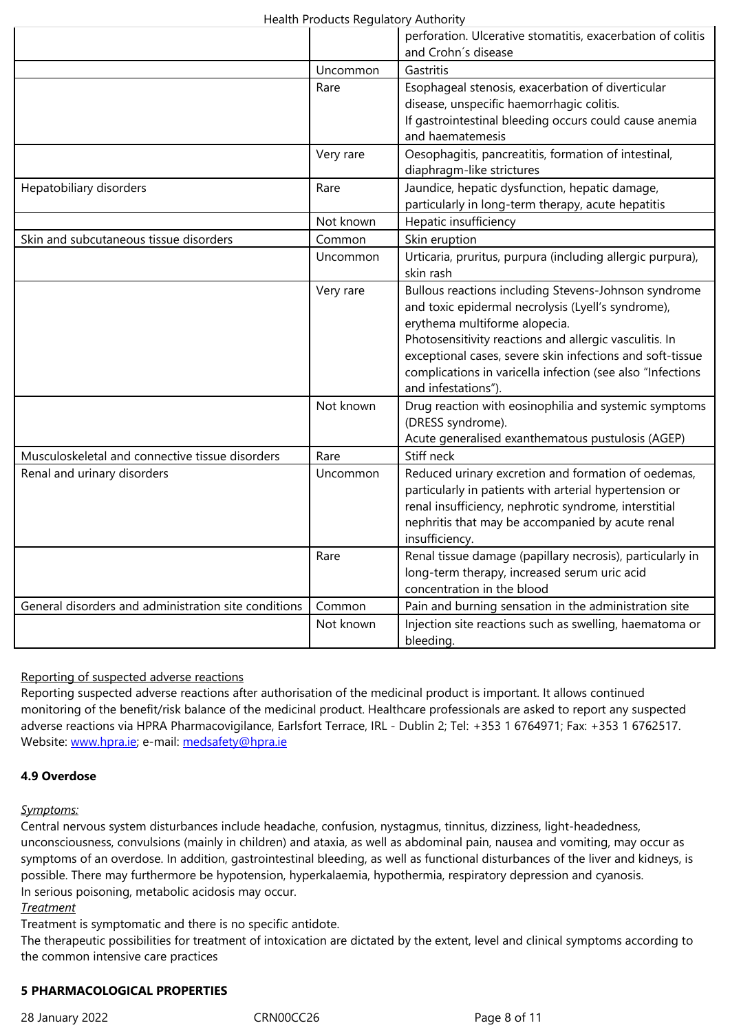| | | |
|---|---|---|
| | | perforation. Ulcerative stomatitis, exacerbation of colitis and Crohn´s disease |
| | Uncommon | Gastritis |
| | Rare | Esophageal stenosis, exacerbation of diverticular disease, unspecific haemorrhagic colitis.<br>If gastrointestinal bleeding occurs could cause anemia and haematemesis |
| | Very rare | Oesophagitis, pancreatitis, formation of intestinal, diaphragm-like strictures |
| Hepatobiliary disorders | Rare | Jaundice, hepatic dysfunction, hepatic damage, particularly in long-term therapy, acute hepatitis |
| | Not known | Hepatic insufficiency |
| Skin and subcutaneous tissue disorders | Common | Skin eruption |
| | Uncommon | Urticaria, pruritus, purpura (including allergic purpura), skin rash |
| | Very rare | Bullous reactions including Stevens-Johnson syndrome and toxic epidermal necrolysis (Lyell's syndrome), erythema multiforme alopecia.<br>Photosensitivity reactions and allergic vasculitis. In exceptional cases, severe skin infections and soft-tissue complications in varicella infection (see also "Infections and infestations"). |
| | Not known | Drug reaction with eosinophilia and systemic symptoms (DRESS syndrome).<br>Acute generalised exanthematous pustulosis (AGEP) |
| Musculoskeletal and connective tissue disorders | Rare | Stiff neck |
| Renal and urinary disorders | Uncommon | Reduced urinary excretion and formation of oedemas, particularly in patients with arterial hypertension or renal insufficiency, nephrotic syndrome, interstitial nephritis that may be accompanied by acute renal insufficiency. |
| | Rare | Renal tissue damage (papillary necrosis), particularly in long-term therapy, increased serum uric acid concentration in the blood |
| General disorders and administration site conditions | Common | Pain and burning sensation in the administration site |
| | Not known | Injection site reactions such as swelling, haematoma or bleeding. |

Reporting of suspected adverse reactions

Reporting suspected adverse reactions after authorisation of the medicinal product is important. It allows continued monitoring of the benefit/risk balance of the medicinal product. Healthcare professionals are asked to report any suspected adverse reactions via HPRA Pharmacovigilance, Earlsfort Terrace, IRL - Dublin 2; Tel: +353 1 6764971; Fax: +353 1 6762517. Website: www.hpra.ie; e-mail: medsafety@hpra.ie

**4.9 Overdose**

*Symptoms:*

Central nervous system disturbances include headache, confusion, nystagmus, tinnitus, dizziness, light-headedness, unconsciousness, convulsions (mainly in children) and ataxia, as well as abdominal pain, nausea and vomiting, may occur as symptoms of an overdose. In addition, gastrointestinal bleeding, as well as functional disturbances of the liver and kidneys, is possible. There may furthermore be hypotension, hyperkalaemia, hypothermia, respiratory depression and cyanosis.
In serious poisoning, metabolic acidosis may occur.

*Treatment*

Treatment is symptomatic and there is no specific antidote.
The therapeutic possibilities for treatment of intoxication are dictated by the extent, level and clinical symptoms according to the common intensive care practices

**5 PHARMACOLOGICAL PROPERTIES**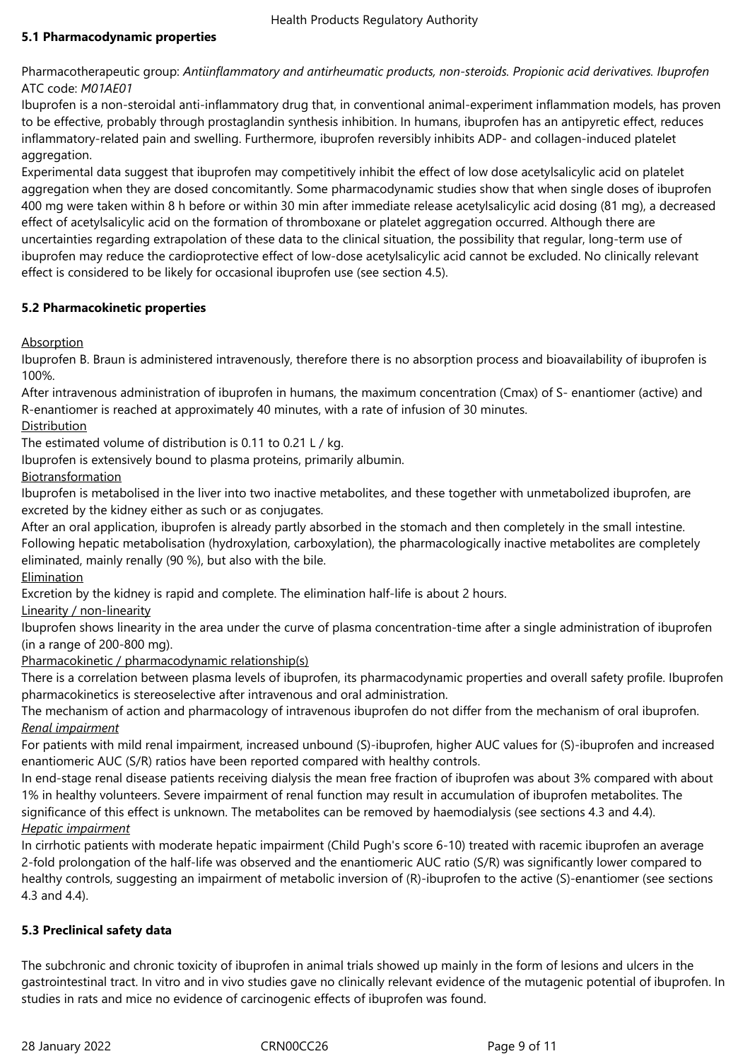**5.1 Pharmacodynamic properties**

Pharmacotherapeutic group: *Antiinflammatory and antirheumatic products, non-steroids. Propionic acid derivatives. Ibuprofen*
ATC code: *M01AE01*

Ibuprofen is a non-steroidal anti-inflammatory drug that, in conventional animal-experiment inflammation models, has proven to be effective, probably through prostaglandin synthesis inhibition. In humans, ibuprofen has an antipyretic effect, reduces inflammatory-related pain and swelling. Furthermore, ibuprofen reversibly inhibits ADP- and collagen-induced platelet aggregation.

Experimental data suggest that ibuprofen may competitively inhibit the effect of low dose acetylsalicylic acid on platelet aggregation when they are dosed concomitantly. Some pharmacodynamic studies show that when single doses of ibuprofen 400 mg were taken within 8 h before or within 30 min after immediate release acetylsalicylic acid dosing (81 mg), a decreased effect of acetylsalicylic acid on the formation of thromboxane or platelet aggregation occurred. Although there are uncertainties regarding extrapolation of these data to the clinical situation, the possibility that regular, long-term use of ibuprofen may reduce the cardioprotective effect of low-dose acetylsalicylic acid cannot be excluded. No clinically relevant effect is considered to be likely for occasional ibuprofen use (see section 4.5).

**5.2 Pharmacokinetic properties**

Absorption

Ibuprofen B. Braun is administered intravenously, therefore there is no absorption process and bioavailability of ibuprofen is 100%.

After intravenous administration of ibuprofen in humans, the maximum concentration (Cmax) of S- enantiomer (active) and R-enantiomer is reached at approximately 40 minutes, with a rate of infusion of 30 minutes.

Distribution

The estimated volume of distribution is 0.11 to 0.21 L / kg.

Ibuprofen is extensively bound to plasma proteins, primarily albumin.

Biotransformation

Ibuprofen is metabolised in the liver into two inactive metabolites, and these together with unmetabolized ibuprofen, are excreted by the kidney either as such or as conjugates.

After an oral application, ibuprofen is already partly absorbed in the stomach and then completely in the small intestine. Following hepatic metabolisation (hydroxylation, carboxylation), the pharmacologically inactive metabolites are completely eliminated, mainly renally (90 %), but also with the bile.

Elimination

Excretion by the kidney is rapid and complete. The elimination half-life is about 2 hours.

Linearity / non-linearity

Ibuprofen shows linearity in the area under the curve of plasma concentration-time after a single administration of ibuprofen (in a range of 200-800 mg).

Pharmacokinetic / pharmacodynamic relationship(s)

There is a correlation between plasma levels of ibuprofen, its pharmacodynamic properties and overall safety profile. Ibuprofen pharmacokinetics is stereoselective after intravenous and oral administration.

The mechanism of action and pharmacology of intravenous ibuprofen do not differ from the mechanism of oral ibuprofen.

*Renal impairment*

For patients with mild renal impairment, increased unbound (S)-ibuprofen, higher AUC values for (S)-ibuprofen and increased enantiomeric AUC (S/R) ratios have been reported compared with healthy controls.

In end-stage renal disease patients receiving dialysis the mean free fraction of ibuprofen was about 3% compared with about 1% in healthy volunteers. Severe impairment of renal function may result in accumulation of ibuprofen metabolites. The significance of this effect is unknown. The metabolites can be removed by haemodialysis (see sections 4.3 and 4.4).

*Hepatic impairment*

In cirrhotic patients with moderate hepatic impairment (Child Pugh's score 6-10) treated with racemic ibuprofen an average 2-fold prolongation of the half-life was observed and the enantiomeric AUC ratio (S/R) was significantly lower compared to healthy controls, suggesting an impairment of metabolic inversion of (R)-ibuprofen to the active (S)-enantiomer (see sections 4.3 and 4.4).

**5.3 Preclinical safety data**

The subchronic and chronic toxicity of ibuprofen in animal trials showed up mainly in the form of lesions and ulcers in the gastrointestinal tract. In vitro and in vivo studies gave no clinically relevant evidence of the mutagenic potential of ibuprofen. In studies in rats and mice no evidence of carcinogenic effects of ibuprofen was found.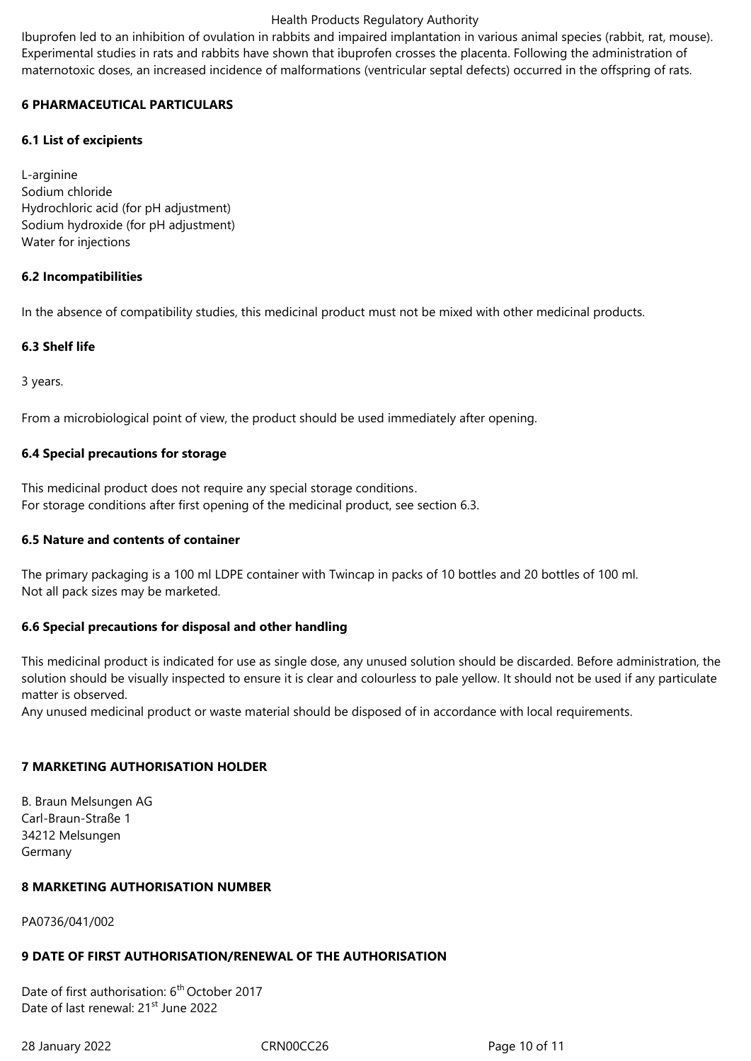Ibuprofen led to an inhibition of ovulation in rabbits and impaired implantation in various animal species (rabbit, rat, mouse). Experimental studies in rats and rabbits have shown that ibuprofen crosses the placenta. Following the administration of maternotoxic doses, an increased incidence of malformations (ventricular septal defects) occurred in the offspring of rats.

## 6 PHARMACEUTICAL PARTICULARS

### 6.1 List of excipients

L-arginine
Sodium chloride
Hydrochloric acid (for pH adjustment)
Sodium hydroxide (for pH adjustment)
Water for injections

### 6.2 Incompatibilities

In the absence of compatibility studies, this medicinal product must not be mixed with other medicinal products.

### 6.3 Shelf life

3 years.

From a microbiological point of view, the product should be used immediately after opening.

### 6.4 Special precautions for storage

This medicinal product does not require any special storage conditions.
For storage conditions after first opening of the medicinal product, see section 6.3.

### 6.5 Nature and contents of container

The primary packaging is a 100 ml LDPE container with Twincap in packs of 10 bottles and 20 bottles of 100 ml.
Not all pack sizes may be marketed.

### 6.6 Special precautions for disposal and other handling

This medicinal product is indicated for use as single dose, any unused solution should be discarded. Before administration, the solution should be visually inspected to ensure it is clear and colourless to pale yellow. It should not be used if any particulate matter is observed.
Any unused medicinal product or waste material should be disposed of in accordance with local requirements.

## 7 MARKETING AUTHORISATION HOLDER

B. Braun Melsungen AG
Carl-Braun-Straße 1
34212 Melsungen
Germany

## 8 MARKETING AUTHORISATION NUMBER

PA0736/041/002

## 9 DATE OF FIRST AUTHORISATION/RENEWAL OF THE AUTHORISATION

Date of first authorisation: 6th October 2017
Date of last renewal: 21st June 2022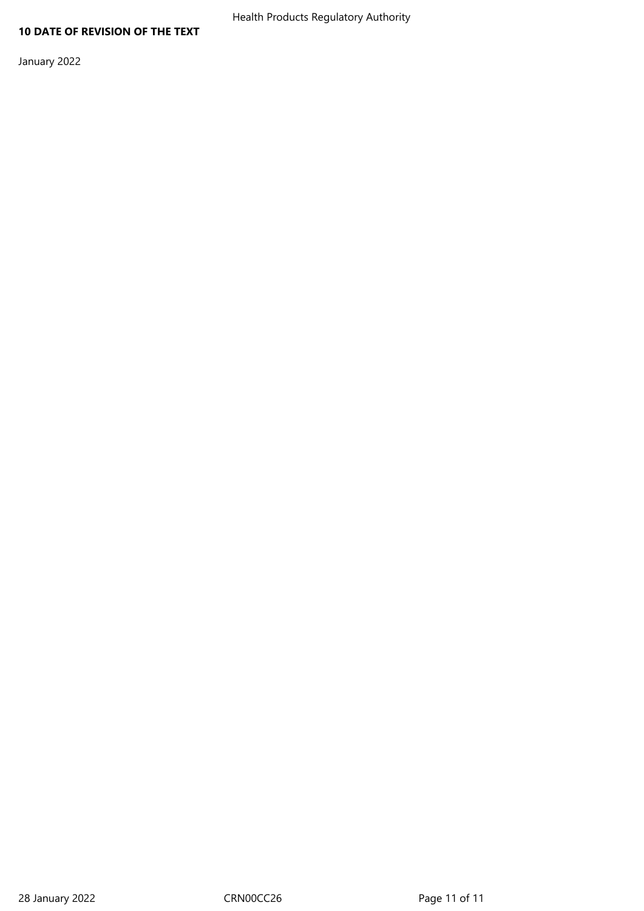**10 DATE OF REVISION OF THE TEXT**

January 2022